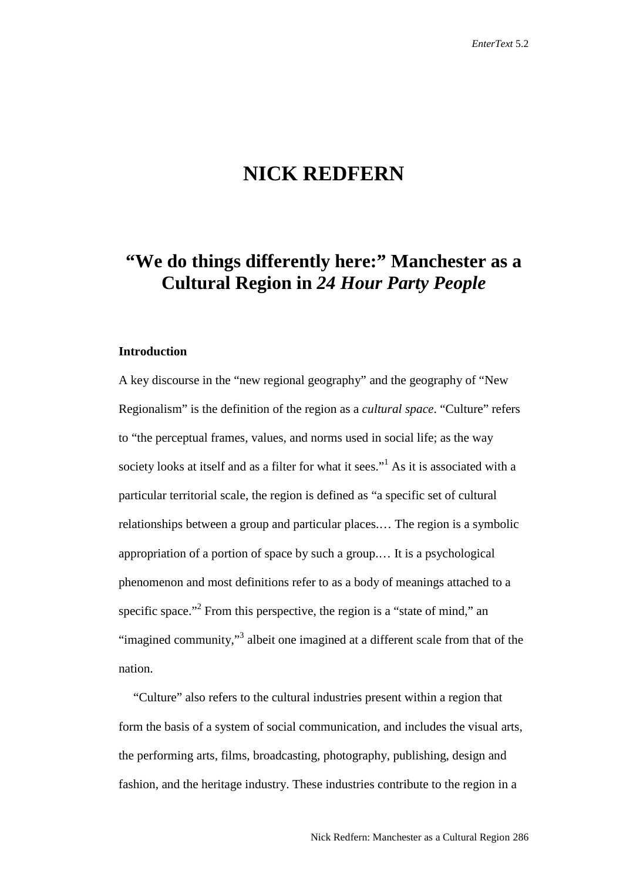# NICK REDFERN

## "We do things differently here:" Manchester as a Cultural Region in *24 Hour Party People*

### Introduction

A key discourse in the "new regional geography" and the geography of "New Regionalism" is the definition of the region as a *cultural space*. "Culture" refers to "the perceptual frames, values, and norms used in social life; as the way society looks at itself and as a filter for what it sees."[1] As it is associated with a particular territorial scale, the region is defined as "a specific set of cultural relationships between a group and particular places.… The region is a symbolic appropriation of a portion of space by such a group.… It is a psychological phenomenon and most definitions refer to as a body of meanings attached to a specific space."[2] From this perspective, the region is a "state of mind," an "imagined community,"[3] albeit one imagined at a different scale from that of the nation.

"Culture" also refers to the cultural industries present within a region that form the basis of a system of social communication, and includes the visual arts, the performing arts, films, broadcasting, photography, publishing, design and fashion, and the heritage industry. These industries contribute to the region in a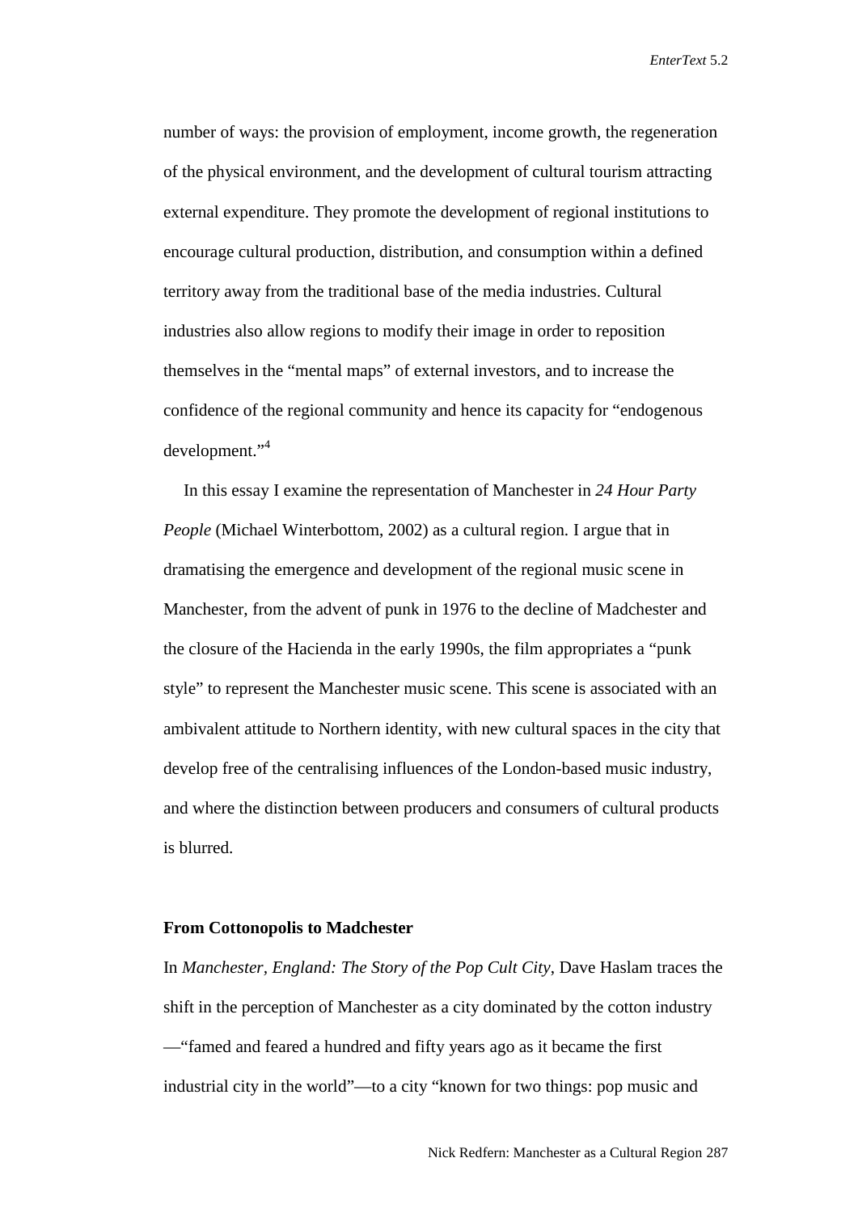number of ways: the provision of employment, income growth, the regeneration of the physical environment, and the development of cultural tourism attracting external expenditure. They promote the development of regional institutions to encourage cultural production, distribution, and consumption within a defined territory away from the traditional base of the media industries. Cultural industries also allow regions to modify their image in order to reposition themselves in the "mental maps" of external investors, and to increase the confidence of the regional community and hence its capacity for "endogenous development."[4]

In this essay I examine the representation of Manchester in *24 Hour Party People* (Michael Winterbottom, 2002) as a cultural region. I argue that in dramatising the emergence and development of the regional music scene in Manchester, from the advent of punk in 1976 to the decline of Madchester and the closure of the Hacienda in the early 1990s, the film appropriates a "punk style" to represent the Manchester music scene. This scene is associated with an ambivalent attitude to Northern identity, with new cultural spaces in the city that develop free of the centralising influences of the London-based music industry, and where the distinction between producers and consumers of cultural products is blurred.

**From Cottonopolis to Madchester**

In *Manchester, England: The Story of the Pop Cult City*, Dave Haslam traces the shift in the perception of Manchester as a city dominated by the cotton industry —"famed and feared a hundred and fifty years ago as it became the first industrial city in the world"—to a city "known for two things: pop music and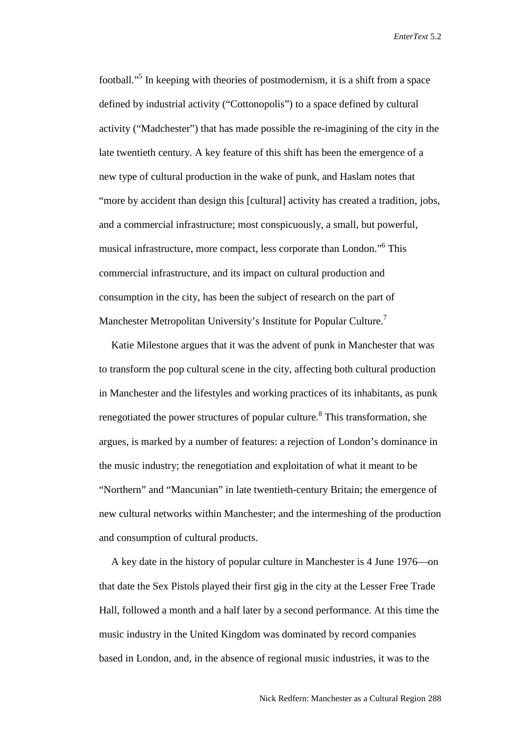football."[5] In keeping with theories of postmodernism, it is a shift from a space defined by industrial activity ("Cottonopolis") to a space defined by cultural activity ("Madchester") that has made possible the re-imagining of the city in the late twentieth century. A key feature of this shift has been the emergence of a new type of cultural production in the wake of punk, and Haslam notes that "more by accident than design this [cultural] activity has created a tradition, jobs, and a commercial infrastructure; most conspicuously, a small, but powerful, musical infrastructure, more compact, less corporate than London."[6] This commercial infrastructure, and its impact on cultural production and consumption in the city, has been the subject of research on the part of Manchester Metropolitan University's Institute for Popular Culture.[7]

Katie Milestone argues that it was the advent of punk in Manchester that was to transform the pop cultural scene in the city, affecting both cultural production in Manchester and the lifestyles and working practices of its inhabitants, as punk renegotiated the power structures of popular culture.[8] This transformation, she argues, is marked by a number of features: a rejection of London's dominance in the music industry; the renegotiation and exploitation of what it meant to be "Northern" and "Mancunian" in late twentieth-century Britain; the emergence of new cultural networks within Manchester; and the intermeshing of the production and consumption of cultural products.

A key date in the history of popular culture in Manchester is 4 June 1976—on that date the Sex Pistols played their first gig in the city at the Lesser Free Trade Hall, followed a month and a half later by a second performance. At this time the music industry in the United Kingdom was dominated by record companies based in London, and, in the absence of regional music industries, it was to the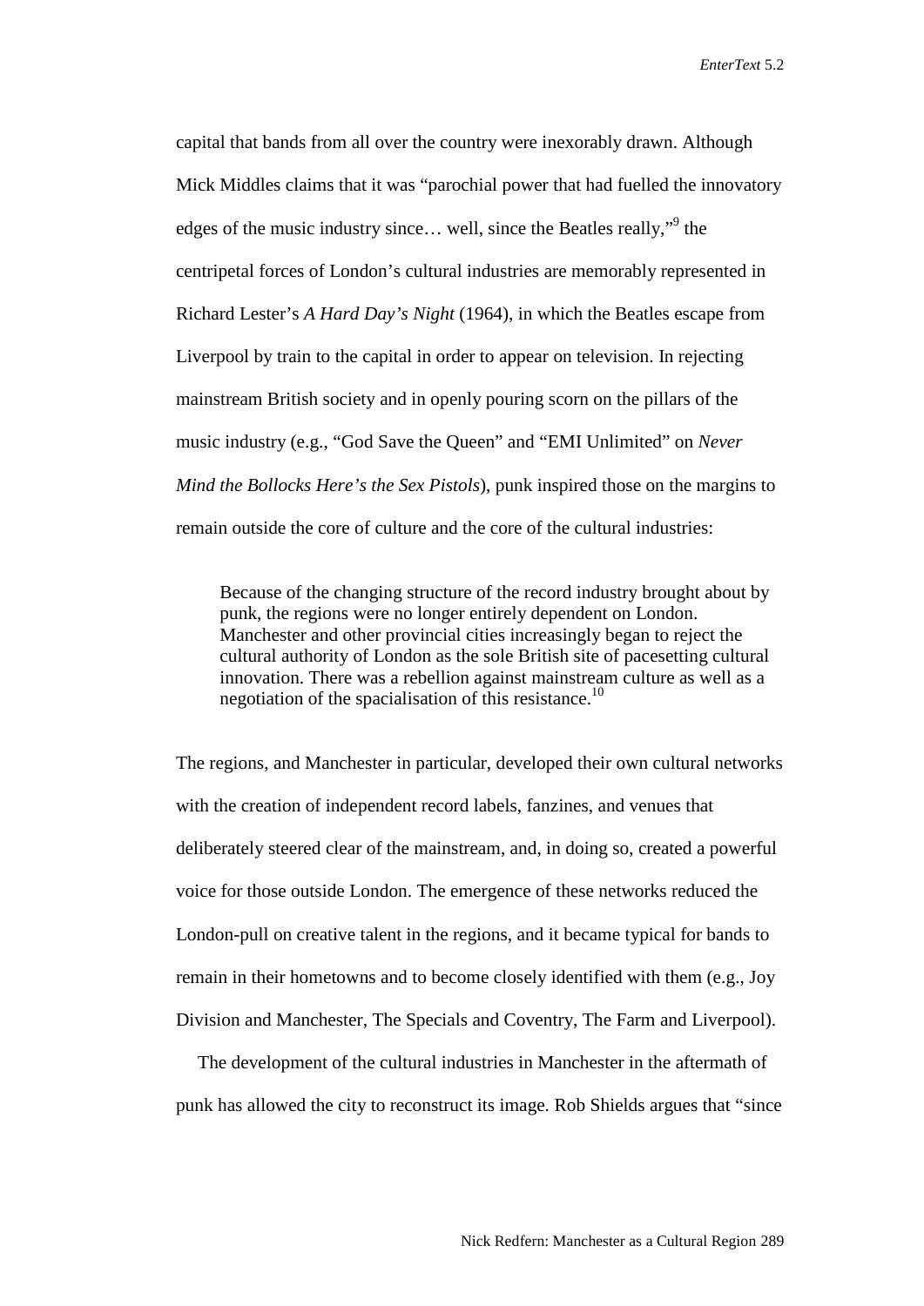capital that bands from all over the country were inexorably drawn. Although Mick Middles claims that it was "parochial power that had fuelled the innovatory edges of the music industry since… well, since the Beatles really,"[9] the centripetal forces of London's cultural industries are memorably represented in Richard Lester's *A Hard Day's Night* (1964), in which the Beatles escape from Liverpool by train to the capital in order to appear on television. In rejecting mainstream British society and in openly pouring scorn on the pillars of the music industry (e.g., "God Save the Queen" and "EMI Unlimited" on *Never Mind the Bollocks Here's the Sex Pistols*), punk inspired those on the margins to remain outside the core of culture and the core of the cultural industries:

> Because of the changing structure of the record industry brought about by punk, the regions were no longer entirely dependent on London. Manchester and other provincial cities increasingly began to reject the cultural authority of London as the sole British site of pacesetting cultural innovation. There was a rebellion against mainstream culture as well as a negotiation of the spacialisation of this resistance.[10]

The regions, and Manchester in particular, developed their own cultural networks with the creation of independent record labels, fanzines, and venues that deliberately steered clear of the mainstream, and, in doing so, created a powerful voice for those outside London. The emergence of these networks reduced the London-pull on creative talent in the regions, and it became typical for bands to remain in their hometowns and to become closely identified with them (e.g., Joy Division and Manchester, The Specials and Coventry, The Farm and Liverpool).

The development of the cultural industries in Manchester in the aftermath of punk has allowed the city to reconstruct its image. Rob Shields argues that "since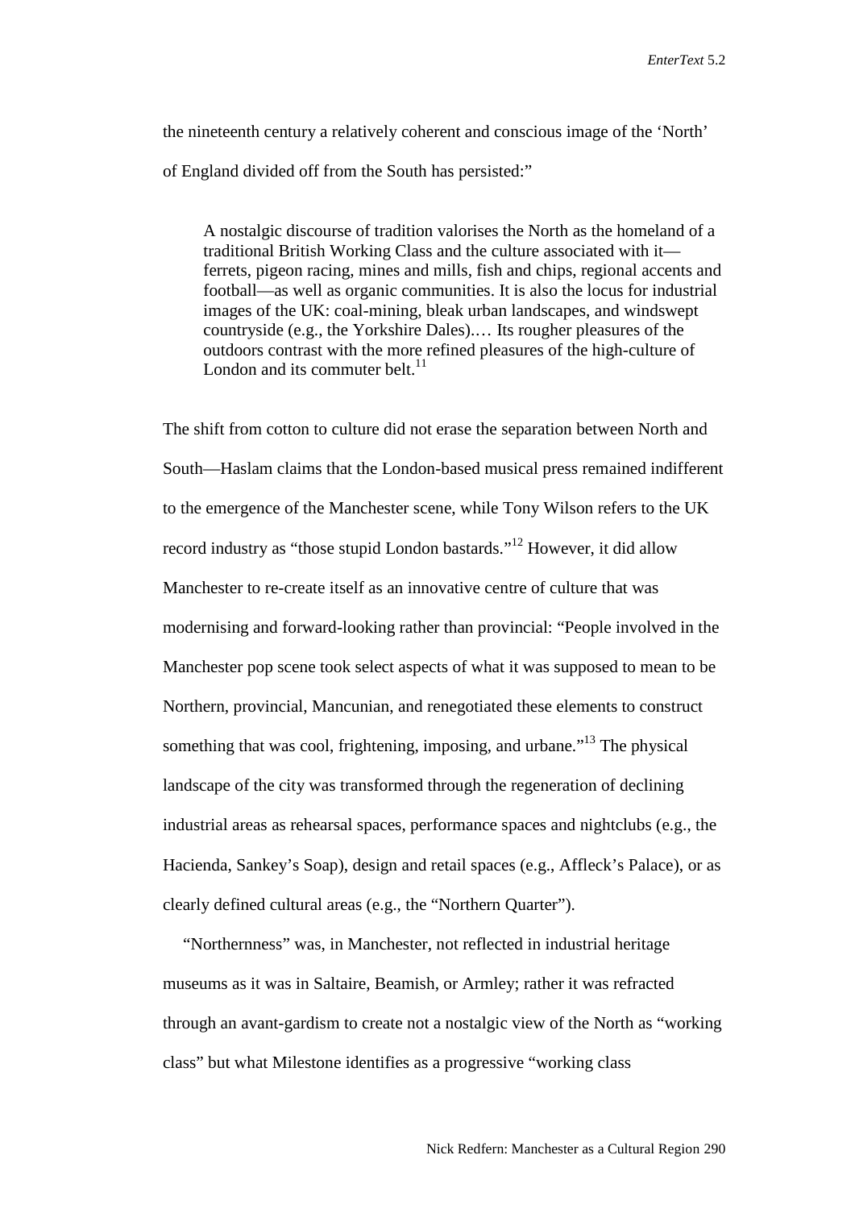the nineteenth century a relatively coherent and conscious image of the 'North' of England divided off from the South has persisted:"

> A nostalgic discourse of tradition valorises the North as the homeland of a traditional British Working Class and the culture associated with it—ferrets, pigeon racing, mines and mills, fish and chips, regional accents and football—as well as organic communities. It is also the locus for industrial images of the UK: coal-mining, bleak urban landscapes, and windswept countryside (e.g., the Yorkshire Dales).… Its rougher pleasures of the outdoors contrast with the more refined pleasures of the high-culture of London and its commuter belt.[11]

The shift from cotton to culture did not erase the separation between North and South—Haslam claims that the London-based musical press remained indifferent to the emergence of the Manchester scene, while Tony Wilson refers to the UK record industry as "those stupid London bastards."[12] However, it did allow Manchester to re-create itself as an innovative centre of culture that was modernising and forward-looking rather than provincial: "People involved in the Manchester pop scene took select aspects of what it was supposed to mean to be Northern, provincial, Mancunian, and renegotiated these elements to construct something that was cool, frightening, imposing, and urbane."[13] The physical landscape of the city was transformed through the regeneration of declining industrial areas as rehearsal spaces, performance spaces and nightclubs (e.g., the Hacienda, Sankey's Soap), design and retail spaces (e.g., Affleck's Palace), or as clearly defined cultural areas (e.g., the "Northern Quarter").

"Northernness" was, in Manchester, not reflected in industrial heritage museums as it was in Saltaire, Beamish, or Armley; rather it was refracted through an avant-gardism to create not a nostalgic view of the North as "working class" but what Milestone identifies as a progressive "working class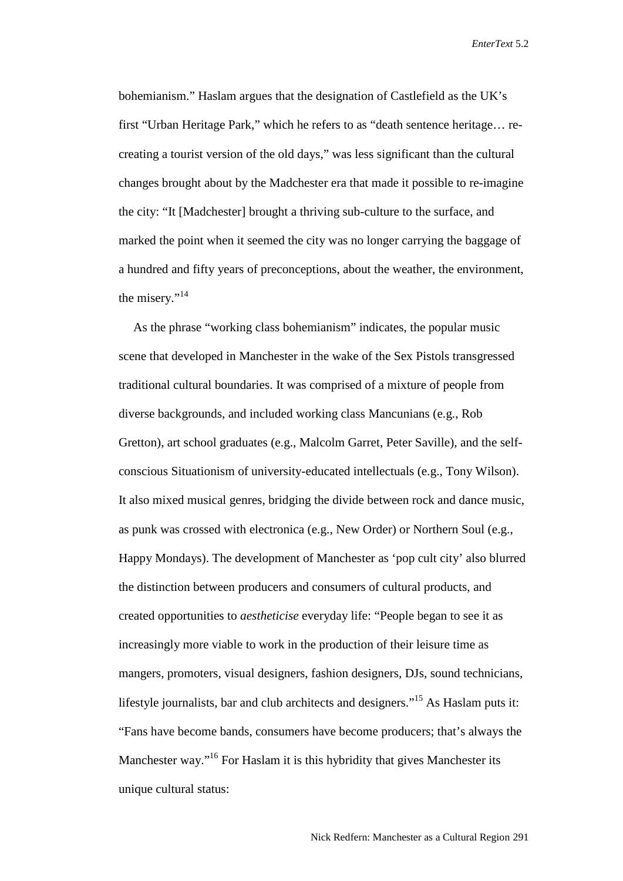bohemianism." Haslam argues that the designation of Castlefield as the UK's first "Urban Heritage Park," which he refers to as "death sentence heritage… re-creating a tourist version of the old days," was less significant than the cultural changes brought about by the Madchester era that made it possible to re-imagine the city: "It [Madchester] brought a thriving sub-culture to the surface, and marked the point when it seemed the city was no longer carrying the baggage of a hundred and fifty years of preconceptions, about the weather, the environment, the misery."[14]

As the phrase "working class bohemianism" indicates, the popular music scene that developed in Manchester in the wake of the Sex Pistols transgressed traditional cultural boundaries. It was comprised of a mixture of people from diverse backgrounds, and included working class Mancunians (e.g., Rob Gretton), art school graduates (e.g., Malcolm Garret, Peter Saville), and the self-conscious Situationism of university-educated intellectuals (e.g., Tony Wilson). It also mixed musical genres, bridging the divide between rock and dance music, as punk was crossed with electronica (e.g., New Order) or Northern Soul (e.g., Happy Mondays). The development of Manchester as 'pop cult city' also blurred the distinction between producers and consumers of cultural products, and created opportunities to *aestheticise* everyday life: "People began to see it as increasingly more viable to work in the production of their leisure time as mangers, promoters, visual designers, fashion designers, DJs, sound technicians, lifestyle journalists, bar and club architects and designers."[15] As Haslam puts it: "Fans have become bands, consumers have become producers; that's always the Manchester way."[16] For Haslam it is this hybridity that gives Manchester its unique cultural status: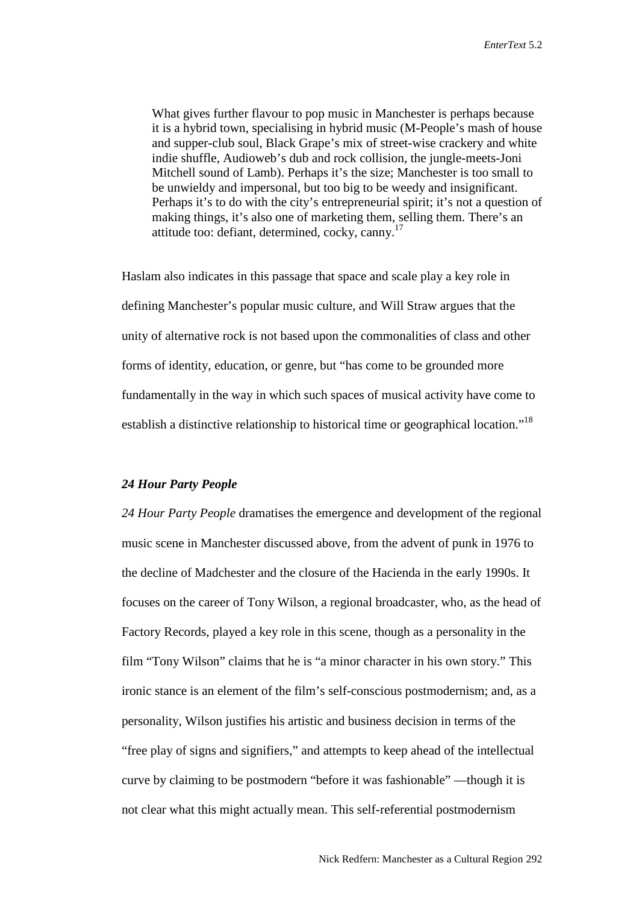> What gives further flavour to pop music in Manchester is perhaps because it is a hybrid town, specialising in hybrid music (M-People's mash of house and supper-club soul, Black Grape's mix of street-wise crackery and white indie shuffle, Audioweb's dub and rock collision, the jungle-meets-Joni Mitchell sound of Lamb). Perhaps it's the size; Manchester is too small to be unwieldy and impersonal, but too big to be weedy and insignificant. Perhaps it's to do with the city's entrepreneurial spirit; it's not a question of making things, it's also one of marketing them, selling them. There's an attitude too: defiant, determined, cocky, canny.[17]

Haslam also indicates in this passage that space and scale play a key role in defining Manchester's popular music culture, and Will Straw argues that the unity of alternative rock is not based upon the commonalities of class and other forms of identity, education, or genre, but "has come to be grounded more fundamentally in the way in which such spaces of musical activity have come to establish a distinctive relationship to historical time or geographical location."[18]

### *24 Hour Party People*

*24 Hour Party People* dramatises the emergence and development of the regional music scene in Manchester discussed above, from the advent of punk in 1976 to the decline of Madchester and the closure of the Hacienda in the early 1990s. It focuses on the career of Tony Wilson, a regional broadcaster, who, as the head of Factory Records, played a key role in this scene, though as a personality in the film "Tony Wilson" claims that he is "a minor character in his own story." This ironic stance is an element of the film's self-conscious postmodernism; and, as a personality, Wilson justifies his artistic and business decision in terms of the "free play of signs and signifiers," and attempts to keep ahead of the intellectual curve by claiming to be postmodern "before it was fashionable" —though it is not clear what this might actually mean. This self-referential postmodernism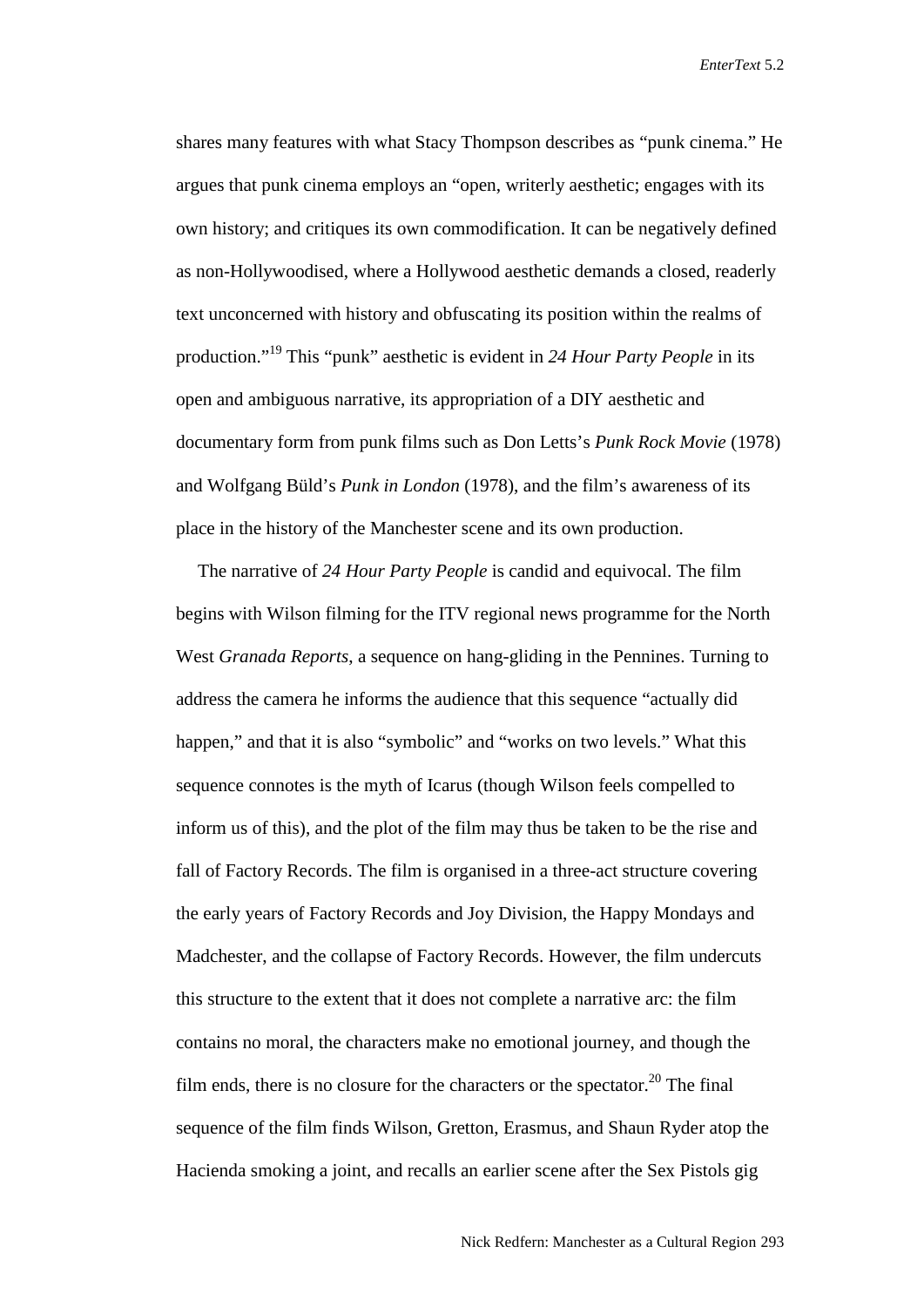shares many features with what Stacy Thompson describes as "punk cinema." He argues that punk cinema employs an "open, writerly aesthetic; engages with its own history; and critiques its own commodification. It can be negatively defined as non-Hollywoodised, where a Hollywood aesthetic demands a closed, readerly text unconcerned with history and obfuscating its position within the realms of production."[19] This "punk" aesthetic is evident in *24 Hour Party People* in its open and ambiguous narrative, its appropriation of a DIY aesthetic and documentary form from punk films such as Don Letts's *Punk Rock Movie* (1978) and Wolfgang Büld's *Punk in London* (1978), and the film's awareness of its place in the history of the Manchester scene and its own production.

The narrative of *24 Hour Party People* is candid and equivocal. The film begins with Wilson filming for the ITV regional news programme for the North West *Granada Reports*, a sequence on hang-gliding in the Pennines. Turning to address the camera he informs the audience that this sequence "actually did happen," and that it is also "symbolic" and "works on two levels." What this sequence connotes is the myth of Icarus (though Wilson feels compelled to inform us of this), and the plot of the film may thus be taken to be the rise and fall of Factory Records. The film is organised in a three-act structure covering the early years of Factory Records and Joy Division, the Happy Mondays and Madchester, and the collapse of Factory Records. However, the film undercuts this structure to the extent that it does not complete a narrative arc: the film contains no moral, the characters make no emotional journey, and though the film ends, there is no closure for the characters or the spectator.[20] The final sequence of the film finds Wilson, Gretton, Erasmus, and Shaun Ryder atop the Hacienda smoking a joint, and recalls an earlier scene after the Sex Pistols gig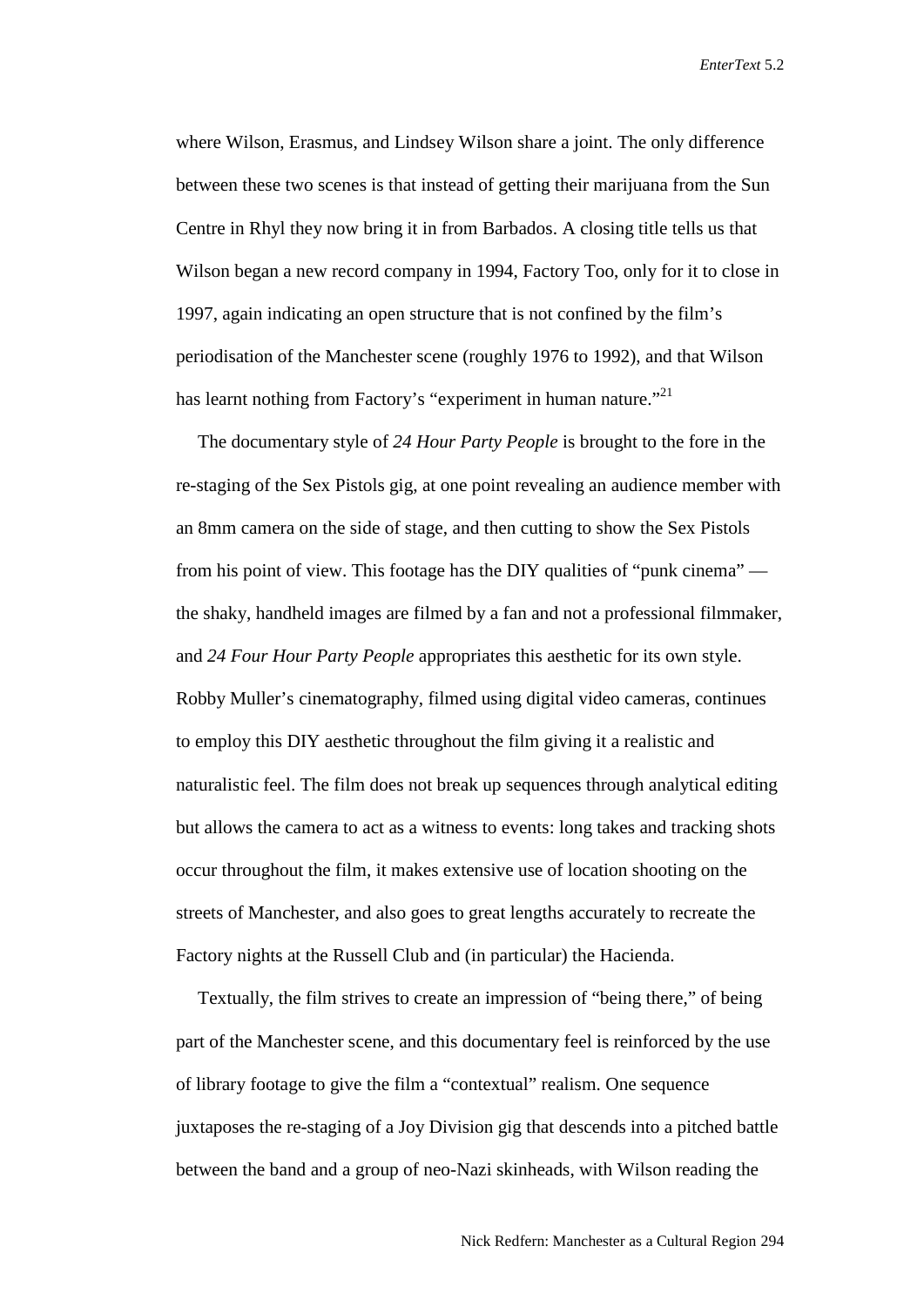where Wilson, Erasmus, and Lindsey Wilson share a joint. The only difference between these two scenes is that instead of getting their marijuana from the Sun Centre in Rhyl they now bring it in from Barbados. A closing title tells us that Wilson began a new record company in 1994, Factory Too, only for it to close in 1997, again indicating an open structure that is not confined by the film's periodisation of the Manchester scene (roughly 1976 to 1992), and that Wilson has learnt nothing from Factory's "experiment in human nature."[21]

The documentary style of *24 Hour Party People* is brought to the fore in the re-staging of the Sex Pistols gig, at one point revealing an audience member with an 8mm camera on the side of stage, and then cutting to show the Sex Pistols from his point of view. This footage has the DIY qualities of "punk cinema" — the shaky, handheld images are filmed by a fan and not a professional filmmaker, and *24 Four Hour Party People* appropriates this aesthetic for its own style. Robby Muller's cinematography, filmed using digital video cameras, continues to employ this DIY aesthetic throughout the film giving it a realistic and naturalistic feel. The film does not break up sequences through analytical editing but allows the camera to act as a witness to events: long takes and tracking shots occur throughout the film, it makes extensive use of location shooting on the streets of Manchester, and also goes to great lengths accurately to recreate the Factory nights at the Russell Club and (in particular) the Hacienda.

Textually, the film strives to create an impression of "being there," of being part of the Manchester scene, and this documentary feel is reinforced by the use of library footage to give the film a "contextual" realism. One sequence juxtaposes the re-staging of a Joy Division gig that descends into a pitched battle between the band and a group of neo-Nazi skinheads, with Wilson reading the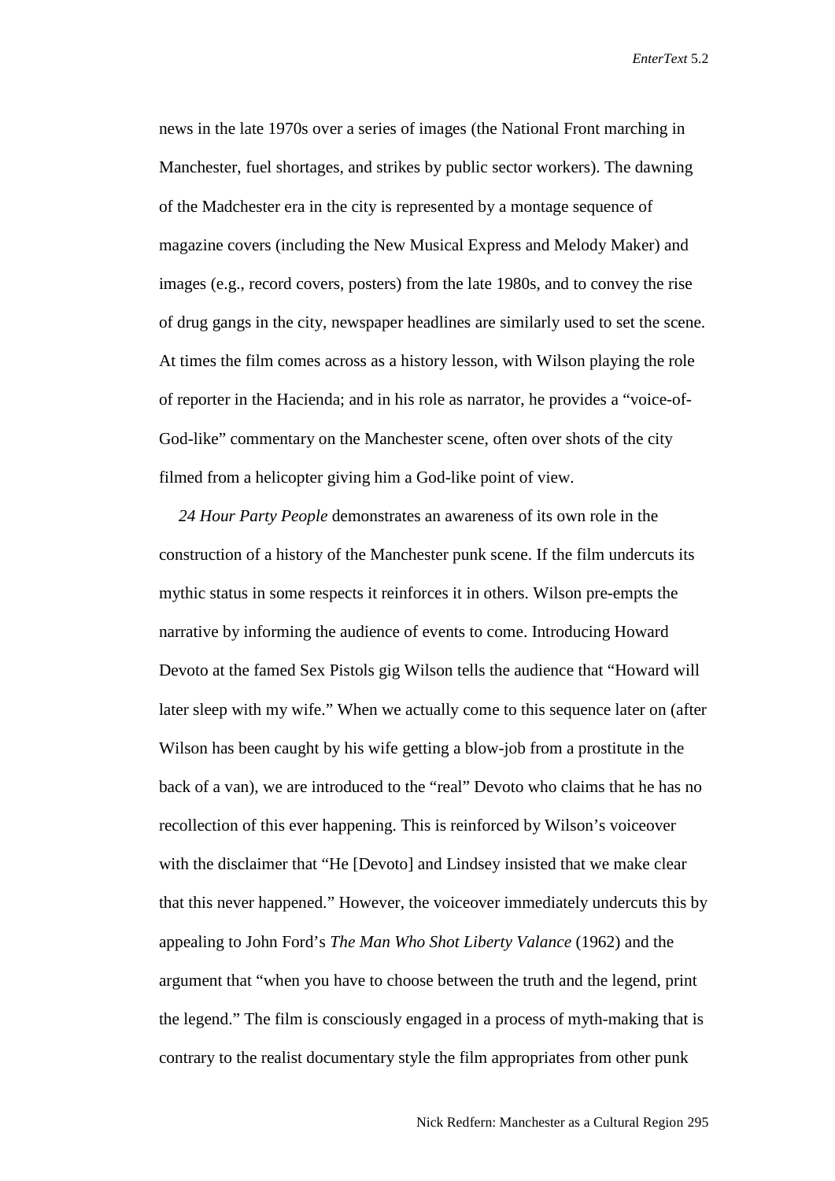news in the late 1970s over a series of images (the National Front marching in Manchester, fuel shortages, and strikes by public sector workers). The dawning of the Madchester era in the city is represented by a montage sequence of magazine covers (including the New Musical Express and Melody Maker) and images (e.g., record covers, posters) from the late 1980s, and to convey the rise of drug gangs in the city, newspaper headlines are similarly used to set the scene. At times the film comes across as a history lesson, with Wilson playing the role of reporter in the Hacienda; and in his role as narrator, he provides a "voice-of-God-like" commentary on the Manchester scene, often over shots of the city filmed from a helicopter giving him a God-like point of view.

*24 Hour Party People* demonstrates an awareness of its own role in the construction of a history of the Manchester punk scene. If the film undercuts its mythic status in some respects it reinforces it in others. Wilson pre-empts the narrative by informing the audience of events to come. Introducing Howard Devoto at the famed Sex Pistols gig Wilson tells the audience that "Howard will later sleep with my wife." When we actually come to this sequence later on (after Wilson has been caught by his wife getting a blow-job from a prostitute in the back of a van), we are introduced to the "real" Devoto who claims that he has no recollection of this ever happening. This is reinforced by Wilson's voiceover with the disclaimer that "He [Devoto] and Lindsey insisted that we make clear that this never happened." However, the voiceover immediately undercuts this by appealing to John Ford's *The Man Who Shot Liberty Valance* (1962) and the argument that "when you have to choose between the truth and the legend, print the legend." The film is consciously engaged in a process of myth-making that is contrary to the realist documentary style the film appropriates from other punk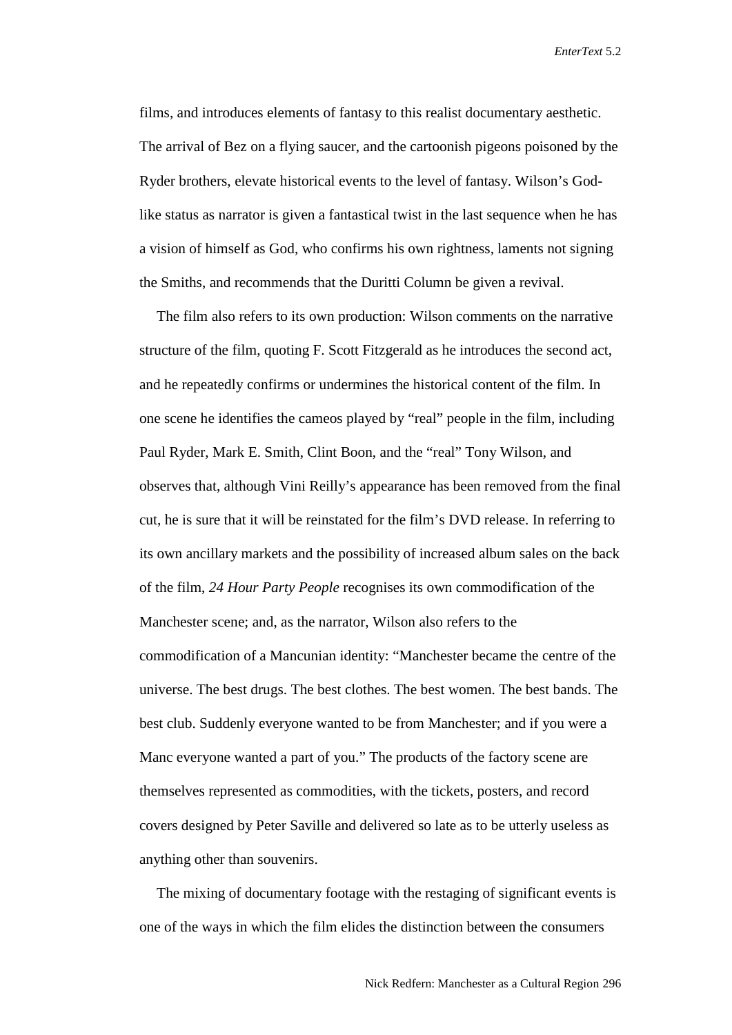films, and introduces elements of fantasy to this realist documentary aesthetic. The arrival of Bez on a flying saucer, and the cartoonish pigeons poisoned by the Ryder brothers, elevate historical events to the level of fantasy. Wilson's God-like status as narrator is given a fantastical twist in the last sequence when he has a vision of himself as God, who confirms his own rightness, laments not signing the Smiths, and recommends that the Duritti Column be given a revival.

The film also refers to its own production: Wilson comments on the narrative structure of the film, quoting F. Scott Fitzgerald as he introduces the second act, and he repeatedly confirms or undermines the historical content of the film. In one scene he identifies the cameos played by "real" people in the film, including Paul Ryder, Mark E. Smith, Clint Boon, and the "real" Tony Wilson, and observes that, although Vini Reilly's appearance has been removed from the final cut, he is sure that it will be reinstated for the film's DVD release. In referring to its own ancillary markets and the possibility of increased album sales on the back of the film, *24 Hour Party People* recognises its own commodification of the Manchester scene; and, as the narrator, Wilson also refers to the commodification of a Mancunian identity: "Manchester became the centre of the universe. The best drugs. The best clothes. The best women. The best bands. The best club. Suddenly everyone wanted to be from Manchester; and if you were a Manc everyone wanted a part of you." The products of the factory scene are themselves represented as commodities, with the tickets, posters, and record covers designed by Peter Saville and delivered so late as to be utterly useless as anything other than souvenirs.

The mixing of documentary footage with the restaging of significant events is one of the ways in which the film elides the distinction between the consumers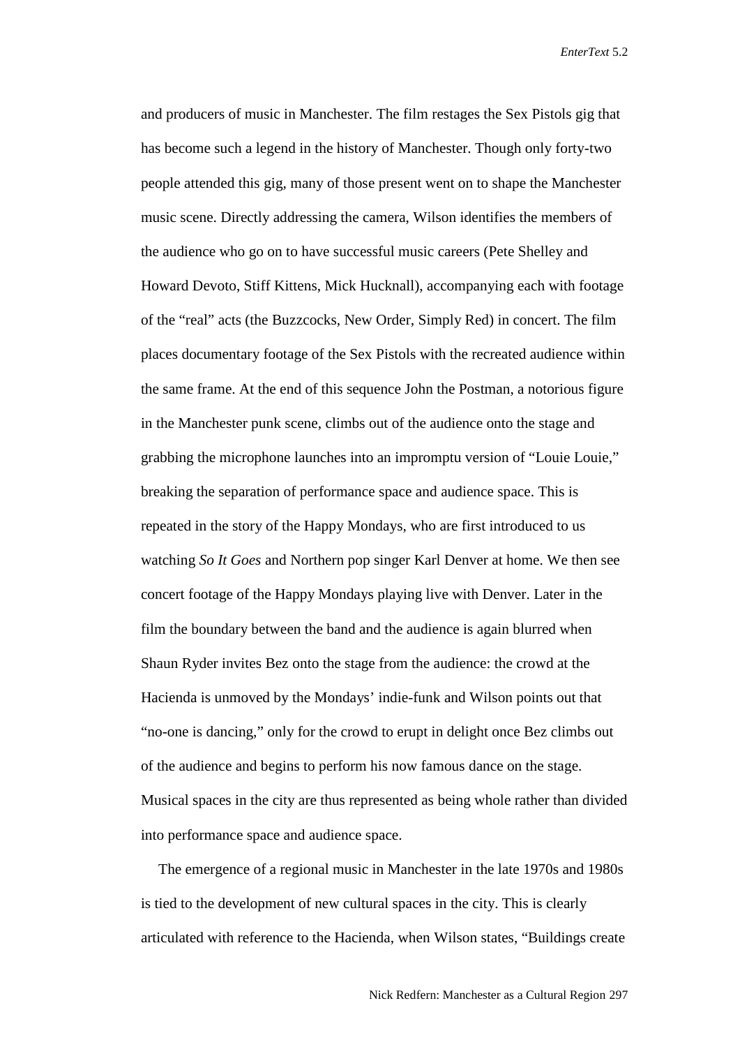and producers of music in Manchester. The film restages the Sex Pistols gig that has become such a legend in the history of Manchester. Though only forty-two people attended this gig, many of those present went on to shape the Manchester music scene. Directly addressing the camera, Wilson identifies the members of the audience who go on to have successful music careers (Pete Shelley and Howard Devoto, Stiff Kittens, Mick Hucknall), accompanying each with footage of the "real" acts (the Buzzcocks, New Order, Simply Red) in concert. The film places documentary footage of the Sex Pistols with the recreated audience within the same frame. At the end of this sequence John the Postman, a notorious figure in the Manchester punk scene, climbs out of the audience onto the stage and grabbing the microphone launches into an impromptu version of "Louie Louie," breaking the separation of performance space and audience space. This is repeated in the story of the Happy Mondays, who are first introduced to us watching *So It Goes* and Northern pop singer Karl Denver at home. We then see concert footage of the Happy Mondays playing live with Denver. Later in the film the boundary between the band and the audience is again blurred when Shaun Ryder invites Bez onto the stage from the audience: the crowd at the Hacienda is unmoved by the Mondays' indie-funk and Wilson points out that "no-one is dancing," only for the crowd to erupt in delight once Bez climbs out of the audience and begins to perform his now famous dance on the stage. Musical spaces in the city are thus represented as being whole rather than divided into performance space and audience space.

The emergence of a regional music in Manchester in the late 1970s and 1980s is tied to the development of new cultural spaces in the city. This is clearly articulated with reference to the Hacienda, when Wilson states, "Buildings create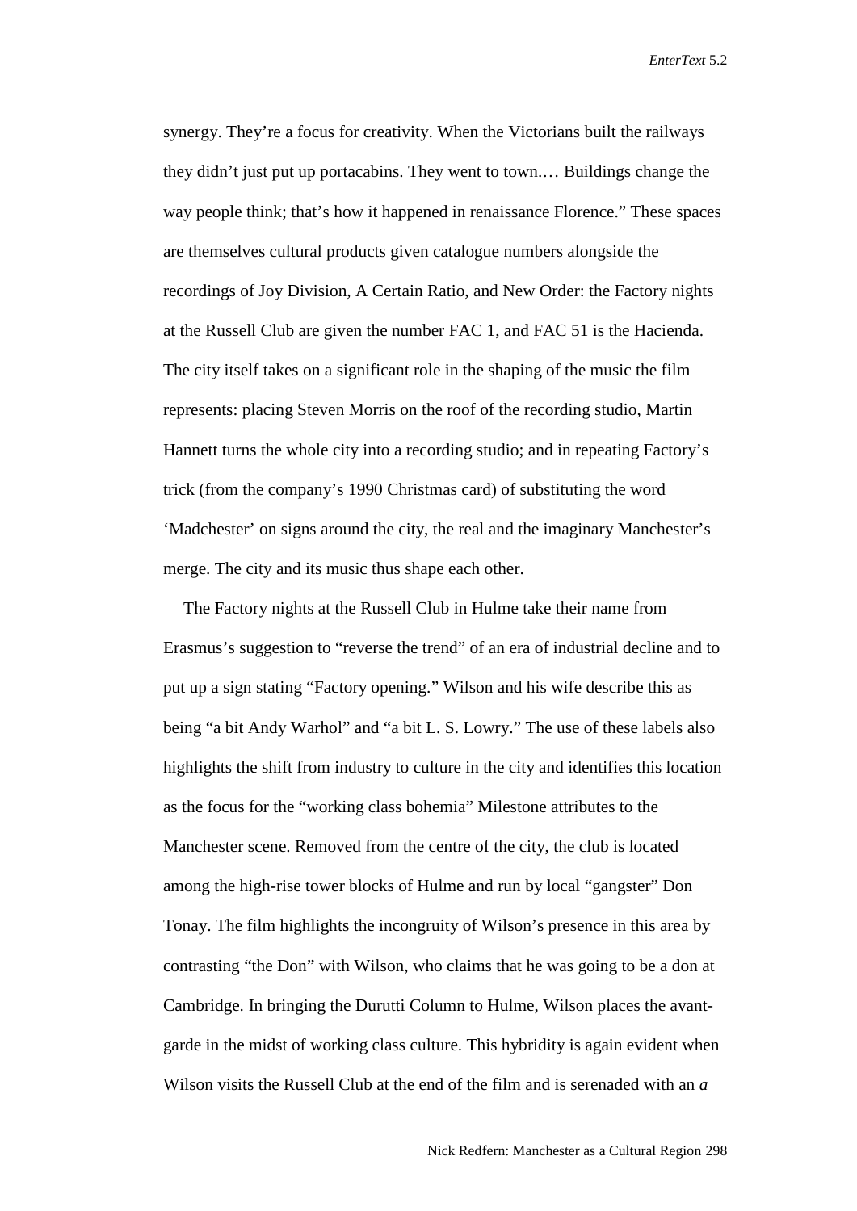synergy. They're a focus for creativity. When the Victorians built the railways they didn't just put up portacabins. They went to town.… Buildings change the way people think; that's how it happened in renaissance Florence." These spaces are themselves cultural products given catalogue numbers alongside the recordings of Joy Division, A Certain Ratio, and New Order: the Factory nights at the Russell Club are given the number FAC 1, and FAC 51 is the Hacienda. The city itself takes on a significant role in the shaping of the music the film represents: placing Steven Morris on the roof of the recording studio, Martin Hannett turns the whole city into a recording studio; and in repeating Factory's trick (from the company's 1990 Christmas card) of substituting the word 'Madchester' on signs around the city, the real and the imaginary Manchester's merge. The city and its music thus shape each other.

The Factory nights at the Russell Club in Hulme take their name from Erasmus's suggestion to "reverse the trend" of an era of industrial decline and to put up a sign stating "Factory opening." Wilson and his wife describe this as being "a bit Andy Warhol" and "a bit L. S. Lowry." The use of these labels also highlights the shift from industry to culture in the city and identifies this location as the focus for the "working class bohemia" Milestone attributes to the Manchester scene. Removed from the centre of the city, the club is located among the high-rise tower blocks of Hulme and run by local "gangster" Don Tonay. The film highlights the incongruity of Wilson's presence in this area by contrasting "the Don" with Wilson, who claims that he was going to be a don at Cambridge. In bringing the Durutti Column to Hulme, Wilson places the avant-garde in the midst of working class culture. This hybridity is again evident when Wilson visits the Russell Club at the end of the film and is serenaded with an *a*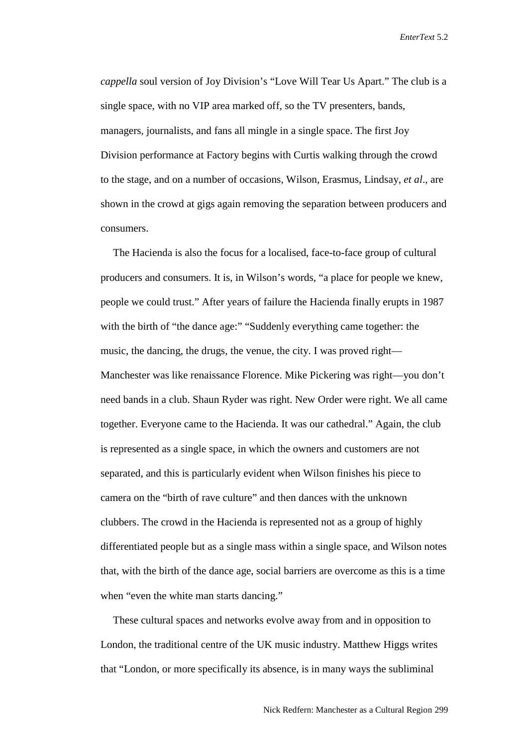*cappella* soul version of Joy Division's "Love Will Tear Us Apart." The club is a single space, with no VIP area marked off, so the TV presenters, bands, managers, journalists, and fans all mingle in a single space. The first Joy Division performance at Factory begins with Curtis walking through the crowd to the stage, and on a number of occasions, Wilson, Erasmus, Lindsay, *et al*., are shown in the crowd at gigs again removing the separation between producers and consumers.

The Hacienda is also the focus for a localised, face-to-face group of cultural producers and consumers. It is, in Wilson's words, "a place for people we knew, people we could trust." After years of failure the Hacienda finally erupts in 1987 with the birth of "the dance age:" "Suddenly everything came together: the music, the dancing, the drugs, the venue, the city. I was proved right—Manchester was like renaissance Florence. Mike Pickering was right—you don't need bands in a club. Shaun Ryder was right. New Order were right. We all came together. Everyone came to the Hacienda. It was our cathedral." Again, the club is represented as a single space, in which the owners and customers are not separated, and this is particularly evident when Wilson finishes his piece to camera on the "birth of rave culture" and then dances with the unknown clubbers. The crowd in the Hacienda is represented not as a group of highly differentiated people but as a single mass within a single space, and Wilson notes that, with the birth of the dance age, social barriers are overcome as this is a time when "even the white man starts dancing."

These cultural spaces and networks evolve away from and in opposition to London, the traditional centre of the UK music industry. Matthew Higgs writes that "London, or more specifically its absence, is in many ways the subliminal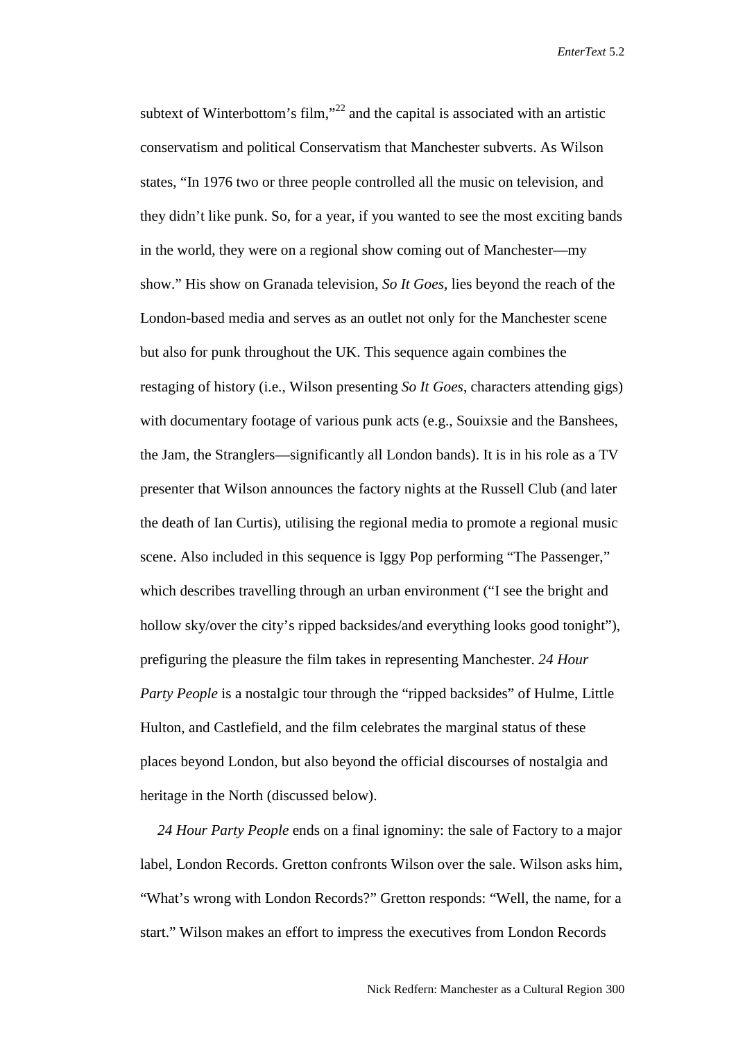subtext of Winterbottom's film,"[22] and the capital is associated with an artistic conservatism and political Conservatism that Manchester subverts. As Wilson states, "In 1976 two or three people controlled all the music on television, and they didn't like punk. So, for a year, if you wanted to see the most exciting bands in the world, they were on a regional show coming out of Manchester—my show." His show on Granada television, *So It Goes*, lies beyond the reach of the London-based media and serves as an outlet not only for the Manchester scene but also for punk throughout the UK. This sequence again combines the restaging of history (i.e., Wilson presenting *So It Goes*, characters attending gigs) with documentary footage of various punk acts (e.g., Souixsie and the Banshees, the Jam, the Stranglers—significantly all London bands). It is in his role as a TV presenter that Wilson announces the factory nights at the Russell Club (and later the death of Ian Curtis), utilising the regional media to promote a regional music scene. Also included in this sequence is Iggy Pop performing "The Passenger," which describes travelling through an urban environment ("I see the bright and hollow sky/over the city's ripped backsides/and everything looks good tonight"), prefiguring the pleasure the film takes in representing Manchester. *24 Hour Party People* is a nostalgic tour through the "ripped backsides" of Hulme, Little Hulton, and Castlefield, and the film celebrates the marginal status of these places beyond London, but also beyond the official discourses of nostalgia and heritage in the North (discussed below).

*24 Hour Party People* ends on a final ignominy: the sale of Factory to a major label, London Records. Gretton confronts Wilson over the sale. Wilson asks him, "What's wrong with London Records?" Gretton responds: "Well, the name, for a start." Wilson makes an effort to impress the executives from London Records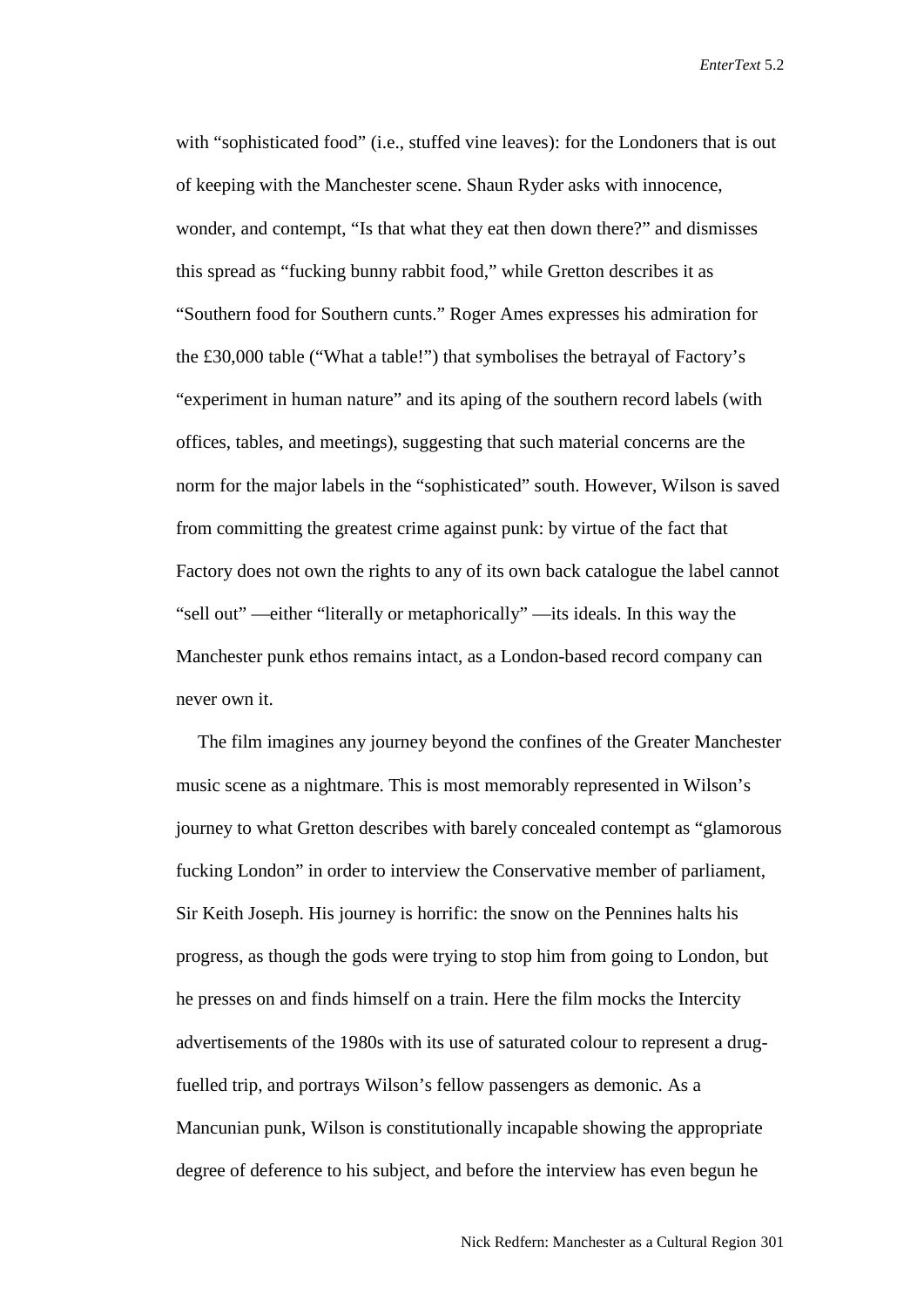with "sophisticated food" (i.e., stuffed vine leaves): for the Londoners that is out of keeping with the Manchester scene. Shaun Ryder asks with innocence, wonder, and contempt, "Is that what they eat then down there?" and dismisses this spread as "fucking bunny rabbit food," while Gretton describes it as "Southern food for Southern cunts." Roger Ames expresses his admiration for the £30,000 table ("What a table!") that symbolises the betrayal of Factory's "experiment in human nature" and its aping of the southern record labels (with offices, tables, and meetings), suggesting that such material concerns are the norm for the major labels in the "sophisticated" south. However, Wilson is saved from committing the greatest crime against punk: by virtue of the fact that Factory does not own the rights to any of its own back catalogue the label cannot "sell out" —either "literally or metaphorically" —its ideals. In this way the Manchester punk ethos remains intact, as a London-based record company can never own it.

The film imagines any journey beyond the confines of the Greater Manchester music scene as a nightmare. This is most memorably represented in Wilson's journey to what Gretton describes with barely concealed contempt as "glamorous fucking London" in order to interview the Conservative member of parliament, Sir Keith Joseph. His journey is horrific: the snow on the Pennines halts his progress, as though the gods were trying to stop him from going to London, but he presses on and finds himself on a train. Here the film mocks the Intercity advertisements of the 1980s with its use of saturated colour to represent a drug-fuelled trip, and portrays Wilson's fellow passengers as demonic. As a Mancunian punk, Wilson is constitutionally incapable showing the appropriate degree of deference to his subject, and before the interview has even begun he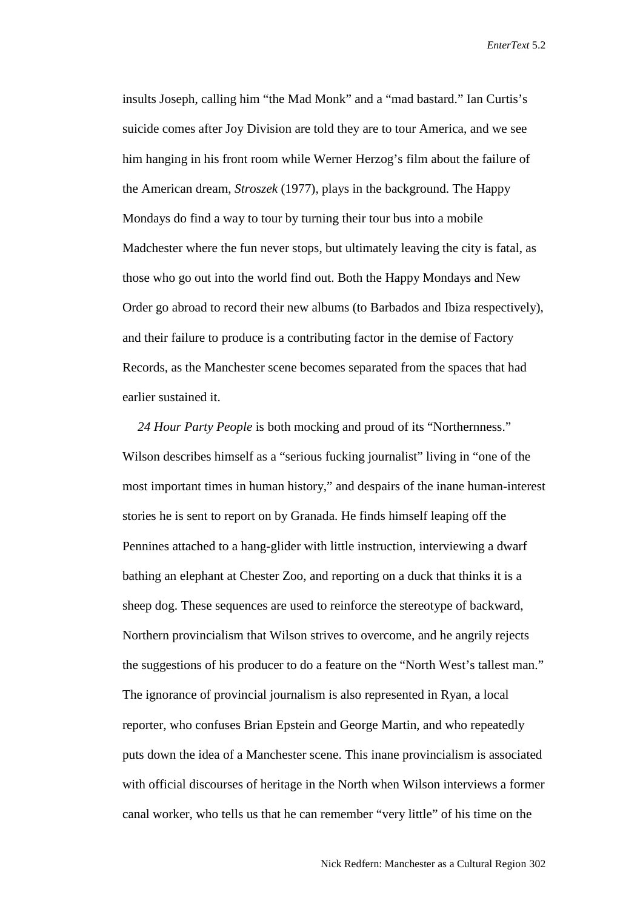insults Joseph, calling him "the Mad Monk" and a "mad bastard." Ian Curtis's suicide comes after Joy Division are told they are to tour America, and we see him hanging in his front room while Werner Herzog's film about the failure of the American dream, *Stroszek* (1977), plays in the background. The Happy Mondays do find a way to tour by turning their tour bus into a mobile Madchester where the fun never stops, but ultimately leaving the city is fatal, as those who go out into the world find out. Both the Happy Mondays and New Order go abroad to record their new albums (to Barbados and Ibiza respectively), and their failure to produce is a contributing factor in the demise of Factory Records, as the Manchester scene becomes separated from the spaces that had earlier sustained it.

*24 Hour Party People* is both mocking and proud of its "Northernness." Wilson describes himself as a "serious fucking journalist" living in "one of the most important times in human history," and despairs of the inane human-interest stories he is sent to report on by Granada. He finds himself leaping off the Pennines attached to a hang-glider with little instruction, interviewing a dwarf bathing an elephant at Chester Zoo, and reporting on a duck that thinks it is a sheep dog. These sequences are used to reinforce the stereotype of backward, Northern provincialism that Wilson strives to overcome, and he angrily rejects the suggestions of his producer to do a feature on the "North West's tallest man." The ignorance of provincial journalism is also represented in Ryan, a local reporter, who confuses Brian Epstein and George Martin, and who repeatedly puts down the idea of a Manchester scene. This inane provincialism is associated with official discourses of heritage in the North when Wilson interviews a former canal worker, who tells us that he can remember "very little" of his time on the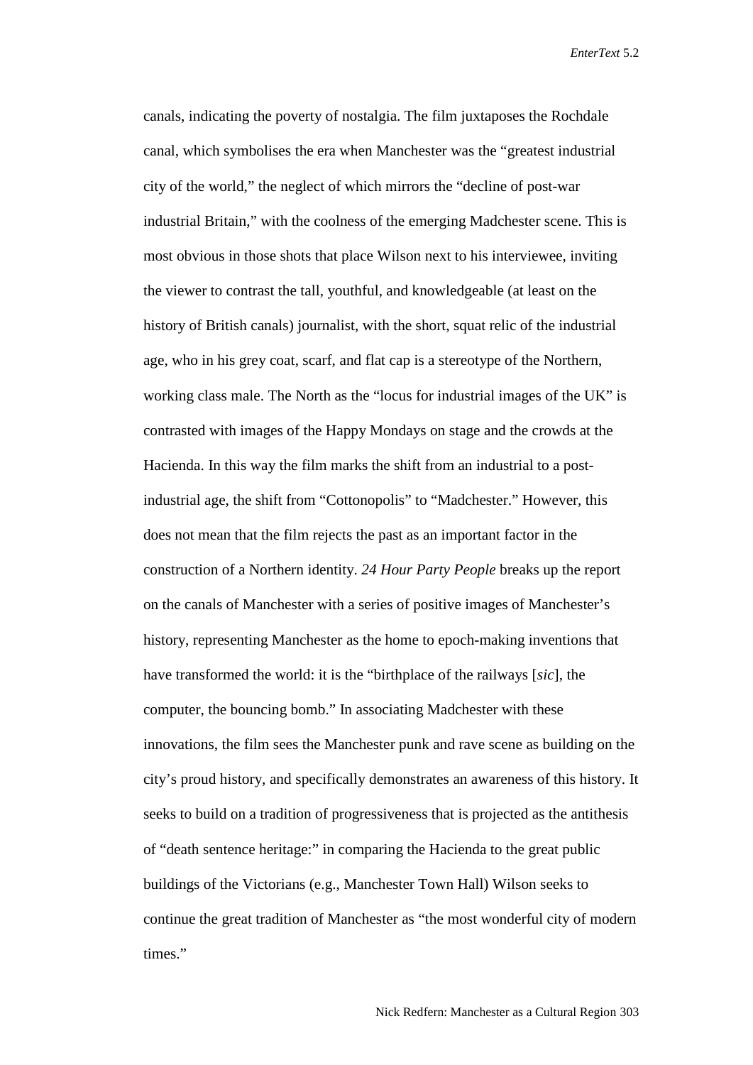canals, indicating the poverty of nostalgia. The film juxtaposes the Rochdale canal, which symbolises the era when Manchester was the "greatest industrial city of the world," the neglect of which mirrors the "decline of post-war industrial Britain," with the coolness of the emerging Madchester scene. This is most obvious in those shots that place Wilson next to his interviewee, inviting the viewer to contrast the tall, youthful, and knowledgeable (at least on the history of British canals) journalist, with the short, squat relic of the industrial age, who in his grey coat, scarf, and flat cap is a stereotype of the Northern, working class male. The North as the "locus for industrial images of the UK" is contrasted with images of the Happy Mondays on stage and the crowds at the Hacienda. In this way the film marks the shift from an industrial to a post-industrial age, the shift from "Cottonopolis" to "Madchester." However, this does not mean that the film rejects the past as an important factor in the construction of a Northern identity. *24 Hour Party People* breaks up the report on the canals of Manchester with a series of positive images of Manchester's history, representing Manchester as the home to epoch-making inventions that have transformed the world: it is the "birthplace of the railways [*sic*], the computer, the bouncing bomb." In associating Madchester with these innovations, the film sees the Manchester punk and rave scene as building on the city's proud history, and specifically demonstrates an awareness of this history. It seeks to build on a tradition of progressiveness that is projected as the antithesis of "death sentence heritage:" in comparing the Hacienda to the great public buildings of the Victorians (e.g., Manchester Town Hall) Wilson seeks to continue the great tradition of Manchester as "the most wonderful city of modern times."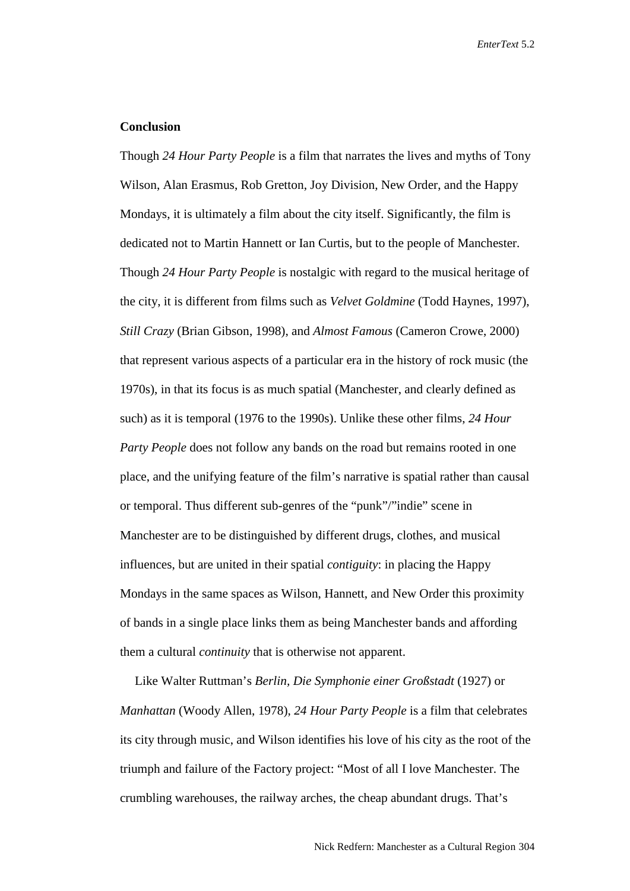**Conclusion**

Though *24 Hour Party People* is a film that narrates the lives and myths of Tony Wilson, Alan Erasmus, Rob Gretton, Joy Division, New Order, and the Happy Mondays, it is ultimately a film about the city itself. Significantly, the film is dedicated not to Martin Hannett or Ian Curtis, but to the people of Manchester. Though *24 Hour Party People* is nostalgic with regard to the musical heritage of the city, it is different from films such as *Velvet Goldmine* (Todd Haynes, 1997), *Still Crazy* (Brian Gibson, 1998), and *Almost Famous* (Cameron Crowe, 2000) that represent various aspects of a particular era in the history of rock music (the 1970s), in that its focus is as much spatial (Manchester, and clearly defined as such) as it is temporal (1976 to the 1990s). Unlike these other films, *24 Hour Party People* does not follow any bands on the road but remains rooted in one place, and the unifying feature of the film's narrative is spatial rather than causal or temporal. Thus different sub-genres of the "punk"/"indie" scene in Manchester are to be distinguished by different drugs, clothes, and musical influences, but are united in their spatial *contiguity*: in placing the Happy Mondays in the same spaces as Wilson, Hannett, and New Order this proximity of bands in a single place links them as being Manchester bands and affording them a cultural *continuity* that is otherwise not apparent.

Like Walter Ruttman's *Berlin, Die Symphonie einer Großstadt* (1927) or *Manhattan* (Woody Allen, 1978), *24 Hour Party People* is a film that celebrates its city through music, and Wilson identifies his love of his city as the root of the triumph and failure of the Factory project: "Most of all I love Manchester. The crumbling warehouses, the railway arches, the cheap abundant drugs. That's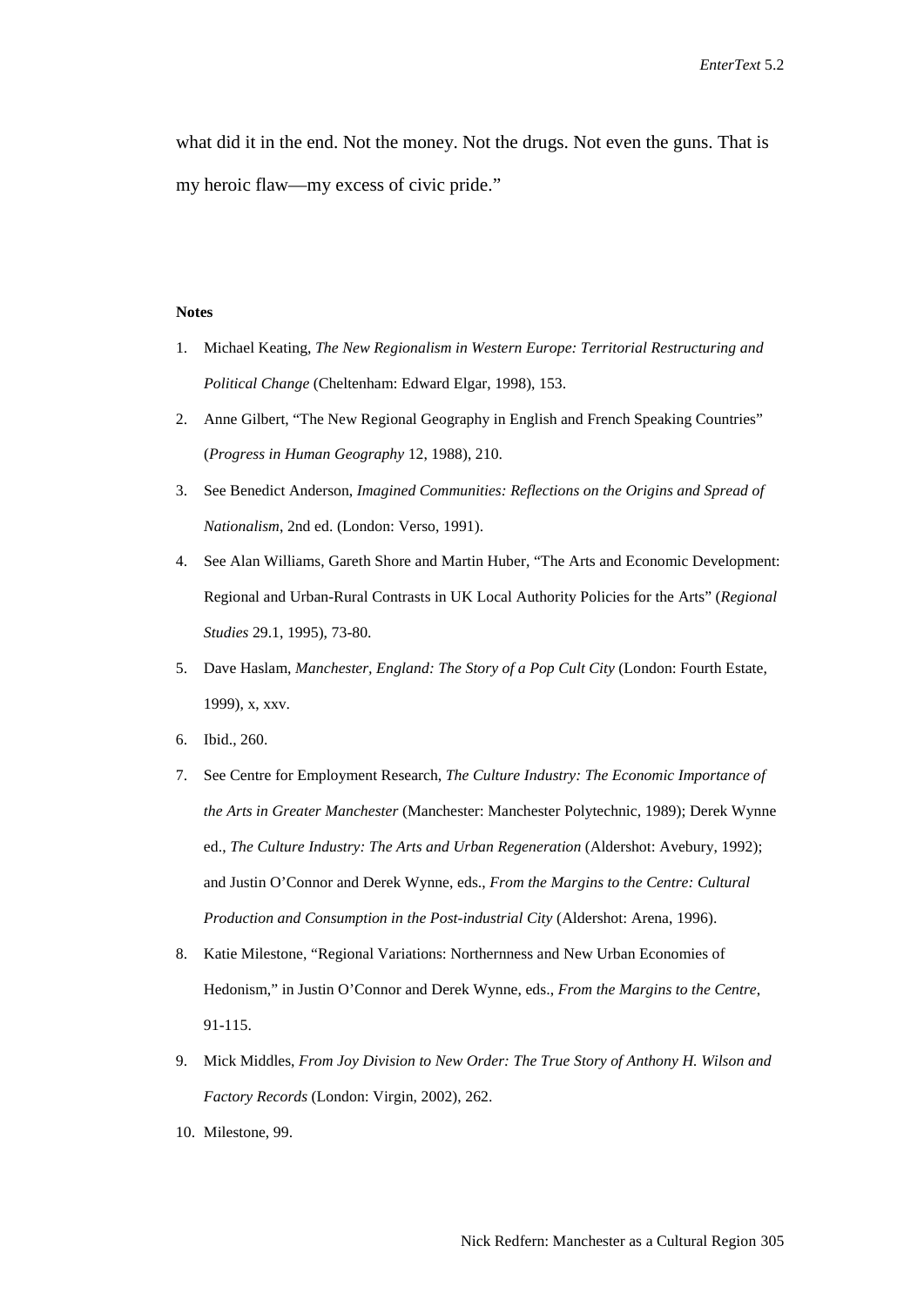what did it in the end. Not the money. Not the drugs. Not even the guns. That is my heroic flaw—my excess of civic pride."

**Notes**

1. Michael Keating, *The New Regionalism in Western Europe: Territorial Restructuring and Political Change* (Cheltenham: Edward Elgar, 1998), 153.
2. Anne Gilbert, "The New Regional Geography in English and French Speaking Countries" (*Progress in Human Geography* 12, 1988), 210.
3. See Benedict Anderson, *Imagined Communities: Reflections on the Origins and Spread of Nationalism*, 2nd ed. (London: Verso, 1991).
4. See Alan Williams, Gareth Shore and Martin Huber, "The Arts and Economic Development: Regional and Urban-Rural Contrasts in UK Local Authority Policies for the Arts" (*Regional Studies* 29.1, 1995), 73-80.
5. Dave Haslam, *Manchester, England: The Story of a Pop Cult City* (London: Fourth Estate, 1999), x, xxv.
6. Ibid., 260.
7. See Centre for Employment Research, *The Culture Industry: The Economic Importance of the Arts in Greater Manchester* (Manchester: Manchester Polytechnic, 1989); Derek Wynne ed., *The Culture Industry: The Arts and Urban Regeneration* (Aldershot: Avebury, 1992); and Justin O'Connor and Derek Wynne, eds., *From the Margins to the Centre: Cultural Production and Consumption in the Post-industrial City* (Aldershot: Arena, 1996).
8. Katie Milestone, "Regional Variations: Northernness and New Urban Economies of Hedonism," in Justin O'Connor and Derek Wynne, eds., *From the Margins to the Centre*, 91-115.
9. Mick Middles, *From Joy Division to New Order: The True Story of Anthony H. Wilson and Factory Records* (London: Virgin, 2002), 262.
10. Milestone, 99.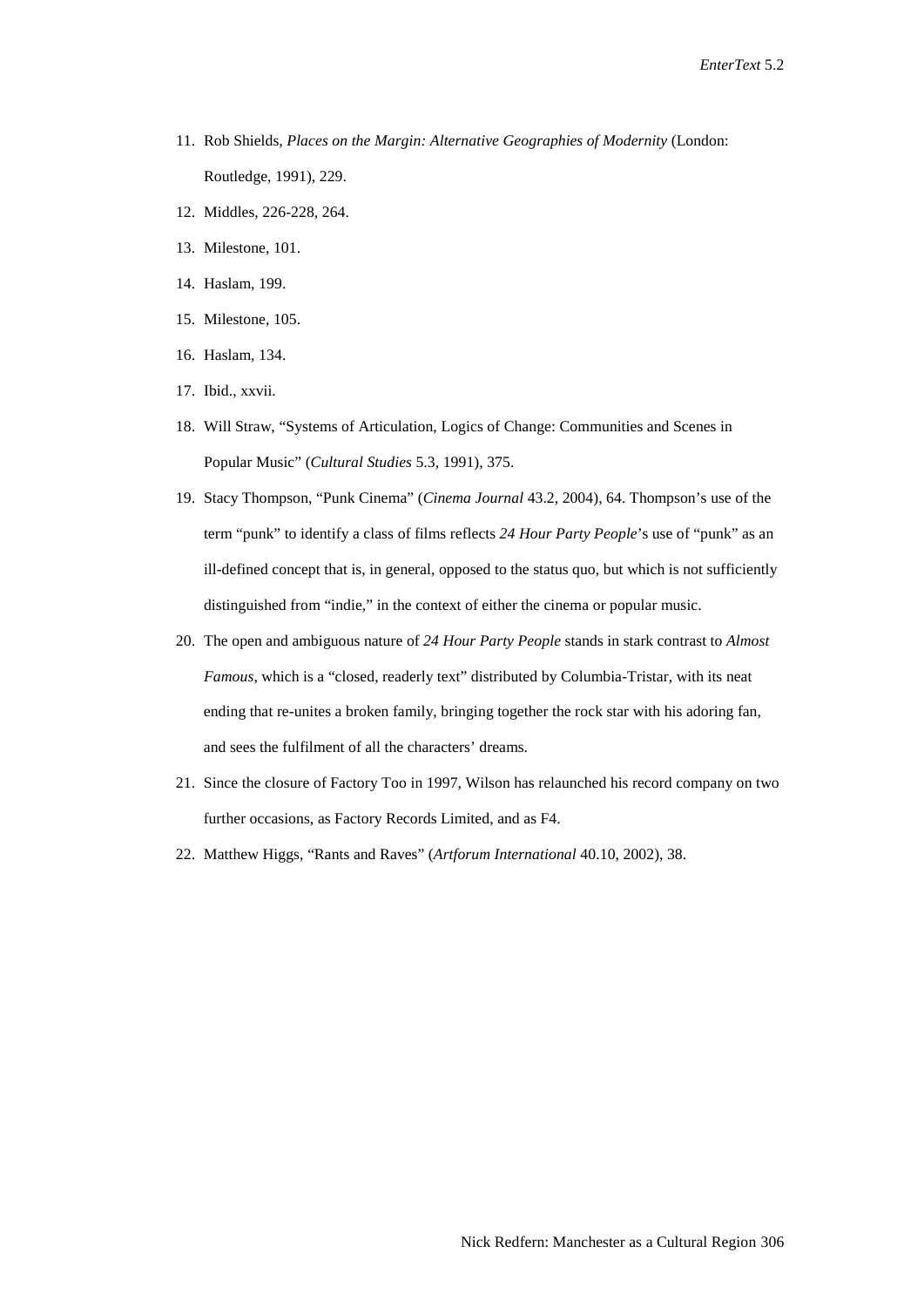11. Rob Shields, *Places on the Margin: Alternative Geographies of Modernity* (London: Routledge, 1991), 229.
12. Middles, 226-228, 264.
13. Milestone, 101.
14. Haslam, 199.
15. Milestone, 105.
16. Haslam, 134.
17. Ibid., xxvii.
18. Will Straw, "Systems of Articulation, Logics of Change: Communities and Scenes in Popular Music" (*Cultural Studies* 5.3, 1991), 375.
19. Stacy Thompson, "Punk Cinema" (*Cinema Journal* 43.2, 2004), 64. Thompson's use of the term "punk" to identify a class of films reflects *24 Hour Party People*'s use of "punk" as an ill-defined concept that is, in general, opposed to the status quo, but which is not sufficiently distinguished from "indie," in the context of either the cinema or popular music.
20. The open and ambiguous nature of *24 Hour Party People* stands in stark contrast to *Almost Famous*, which is a "closed, readerly text" distributed by Columbia-Tristar, with its neat ending that re-unites a broken family, bringing together the rock star with his adoring fan, and sees the fulfilment of all the characters' dreams.
21. Since the closure of Factory Too in 1997, Wilson has relaunched his record company on two further occasions, as Factory Records Limited, and as F4.
22. Matthew Higgs, "Rants and Raves" (*Artforum International* 40.10, 2002), 38.